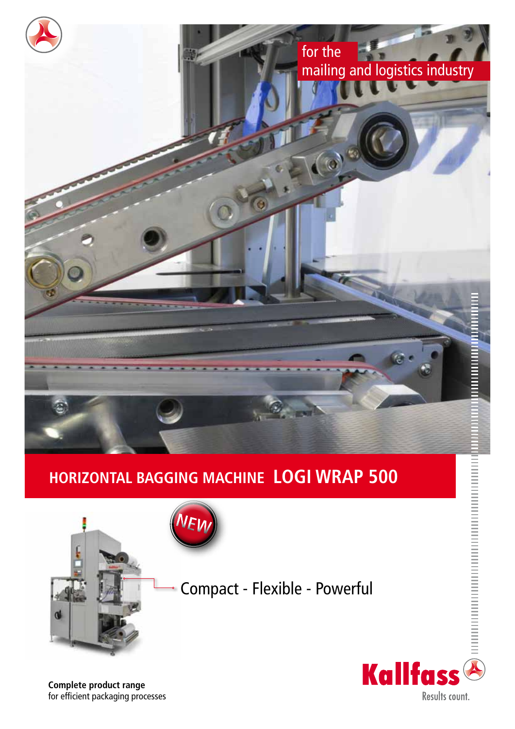for the
mailing and logistics industry

# HORIZONTAL BAGGING MACHINE LOGI WRAP 500

NEW

Compact - Flexible - Powerful

**Complete product range**
for efficient packaging processes

Kallfass
Results count.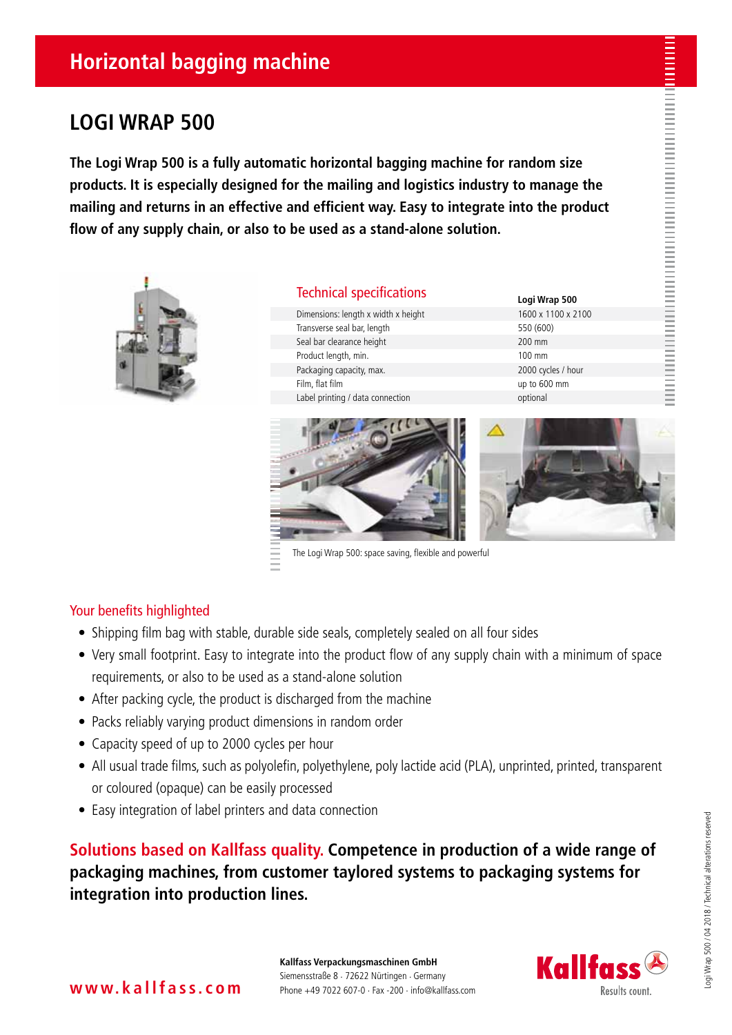# Horizontal bagging machine

## LOGI WRAP 500

**The Logi Wrap 500 is a fully automatic horizontal bagging machine for random size products. It is especially designed for the mailing and logistics industry to manage the mailing and returns in an effective and efficient way. Easy to integrate into the product flow of any supply chain, or also to be used as a stand-alone solution.**

### Technical specifications

| | Logi Wrap 500 |
|---|---|
| Dimensions: length x width x height | 1600 x 1100 x 2100 |
| Transverse seal bar, length | 550 (600) |
| Seal bar clearance height | 200 mm |
| Product length, min. | 100 mm |
| Packaging capacity, max. | 2000 cycles / hour |
| Film, flat film | up to 600 mm |
| Label printing / data connection | optional |

The Logi Wrap 500: space saving, flexible and powerful

### Your benefits highlighted

- Shipping film bag with stable, durable side seals, completely sealed on all four sides
- Very small footprint. Easy to integrate into the product flow of any supply chain with a minimum of space requirements, or also to be used as a stand-alone solution
- After packing cycle, the product is discharged from the machine
- Packs reliably varying product dimensions in random order
- Capacity speed of up to 2000 cycles per hour
- All usual trade films, such as polyolefin, polyethylene, poly lactide acid (PLA), unprinted, printed, transparent or coloured (opaque) can be easily processed
- Easy integration of label printers and data connection

**Solutions based on Kallfass quality. Competence in production of a wide range of packaging machines, from customer taylored systems to packaging systems for integration into production lines.**

www.kallfass.com

**Kallfass Verpackungsmaschinen GmbH**
Siemensstraße 8 · 72622 Nürtingen · Germany
Phone +49 7022 607-0 · Fax -200 · info@kallfass.com

Kallfass Results count.

Logi Wrap 500 / 04 2018 / Technical alterations reserved